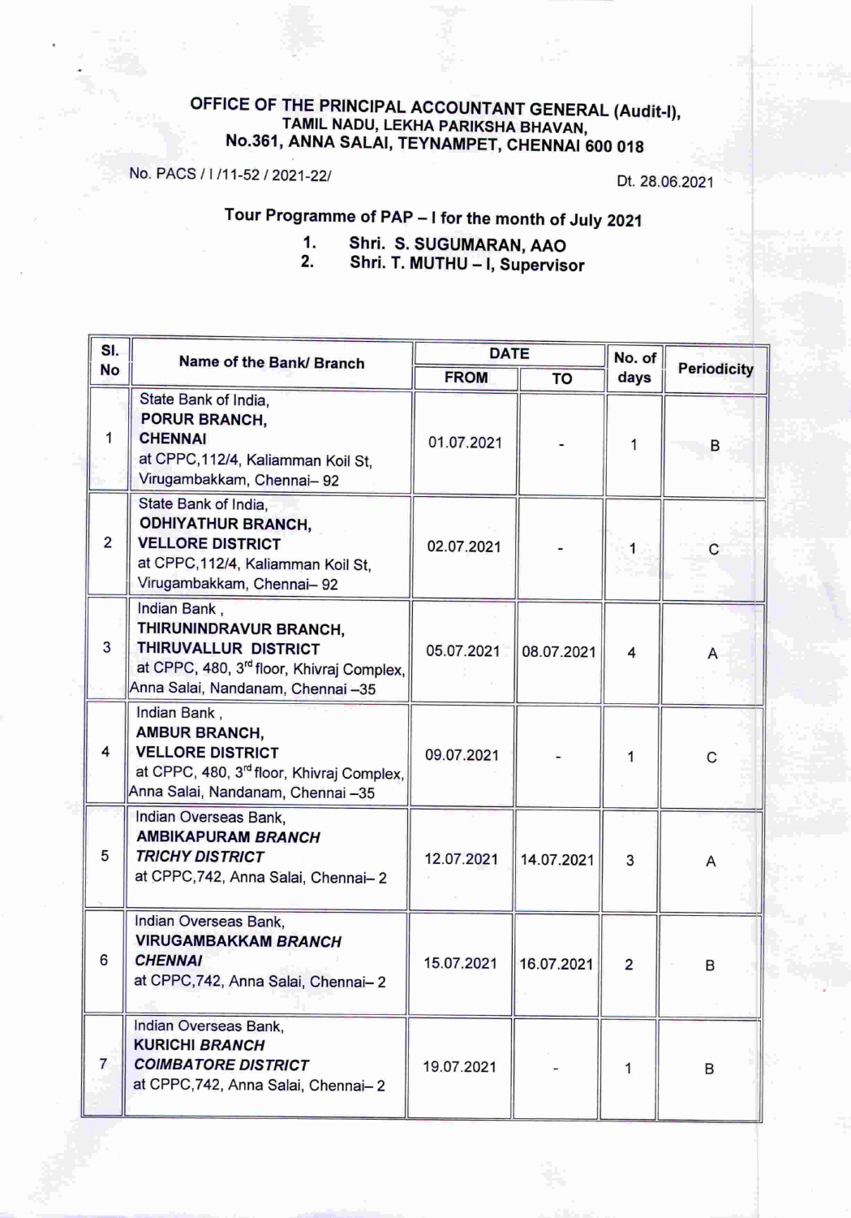# OFFICE OF THE PRINCIPAL ACCOUNTANT GENERAL (Audit-I), TAMIL NADU, LEKHA PARIKSHA BHAVAN, No.361, ANNA SALAI, TEYNAMPET, CHENNAI 600 018

No. PACS / I /11-52 / 2021-22/ Dt. 28.06.2021

## Tour Programme of PAP – I for the month of July 2021

1. Shri. S. SUGUMARAN, AAO
2. Shri. T. MUTHU – I, Supervisor

| Sl. No | Name of the Bank/ Branch | DATE | | No. of days | Periodicity |
|---|---|---|---|---|---|
| | | FROM | TO | | |
| 1 | State Bank of India, **PORUR BRANCH, CHENNAI** at CPPC,112/4, Kaliamman Koil St, Virugambakkam, Chennai– 92 | 01.07.2021 | - | 1 | B |
| 2 | State Bank of India, **ODHIYATHUR BRANCH, VELLORE DISTRICT** at CPPC,112/4, Kaliamman Koil St, Virugambakkam, Chennai– 92 | 02.07.2021 | - | 1 | C |
| 3 | Indian Bank , **THIRUNINDRAVUR BRANCH, THIRUVALLUR DISTRICT** at CPPC, 480, 3rd floor, Khivraj Complex, Anna Salai, Nandanam, Chennai –35 | 05.07.2021 | 08.07.2021 | 4 | A |
| 4 | Indian Bank , **AMBUR BRANCH, VELLORE DISTRICT** at CPPC, 480, 3rd floor, Khivraj Complex, Anna Salai, Nandanam, Chennai –35 | 09.07.2021 | - | 1 | C |
| 5 | Indian Overseas Bank, **AMBIKAPURAM *BRANCH TRICHY DISTRICT*** at CPPC,742, Anna Salai, Chennai– 2 | 12.07.2021 | 14.07.2021 | 3 | A |
| 6 | Indian Overseas Bank, **VIRUGAMBAKKAM *BRANCH CHENNAI*** at CPPC,742, Anna Salai, Chennai– 2 | 15.07.2021 | 16.07.2021 | 2 | B |
| 7 | Indian Overseas Bank, **KURICHI *BRANCH COIMBATORE DISTRICT*** at CPPC,742, Anna Salai, Chennai– 2 | 19.07.2021 | - | 1 | B |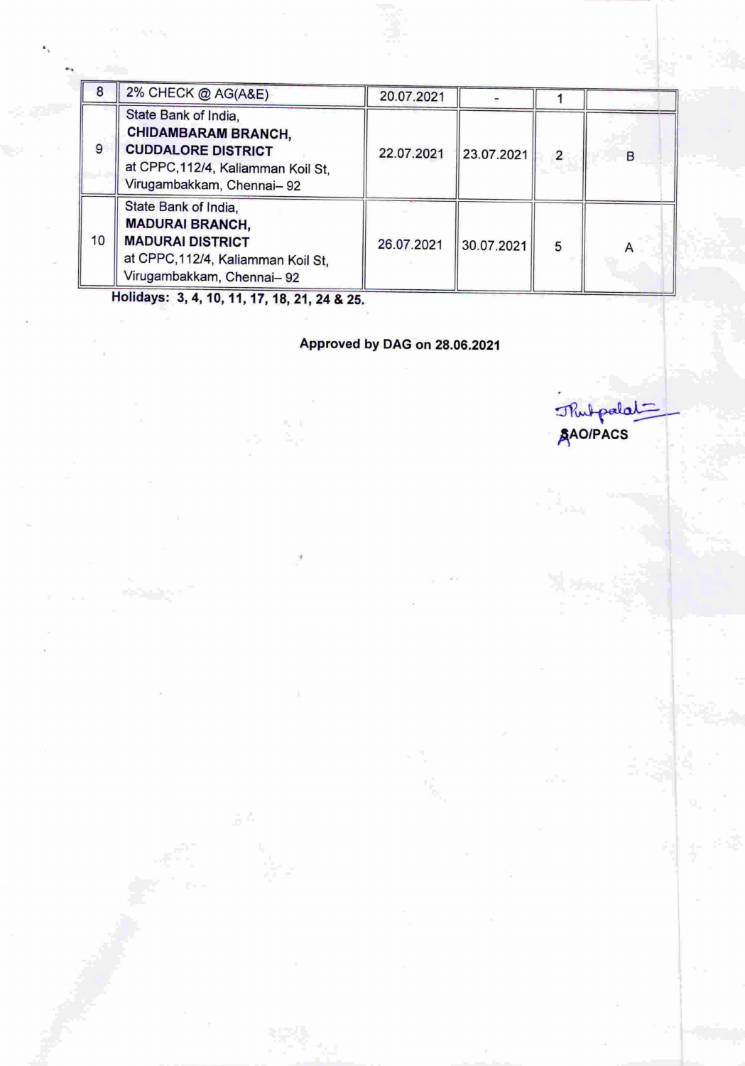| 8 | 2% CHECK @ AG(A&E) | 20.07.2021 | - | 1 | |
|---|---|---|---|---|---|
| 9 | State Bank of India, **CHIDAMBARAM BRANCH, CUDDALORE DISTRICT** at CPPC,112/4, Kaliamman Koil St, Virugambakkam, Chennai– 92 | 22.07.2021 | 23.07.2021 | 2 | B |
| 10 | State Bank of India, **MADURAI BRANCH, MADURAI DISTRICT** at CPPC,112/4, Kaliamman Koil St, Virugambakkam, Chennai– 92 | 26.07.2021 | 30.07.2021 | 5 | A |

**Holidays: 3, 4, 10, 11, 17, 18, 21, 24 & 25.**

**Approved by DAG on 28.06.2021**

**SAO/PACS**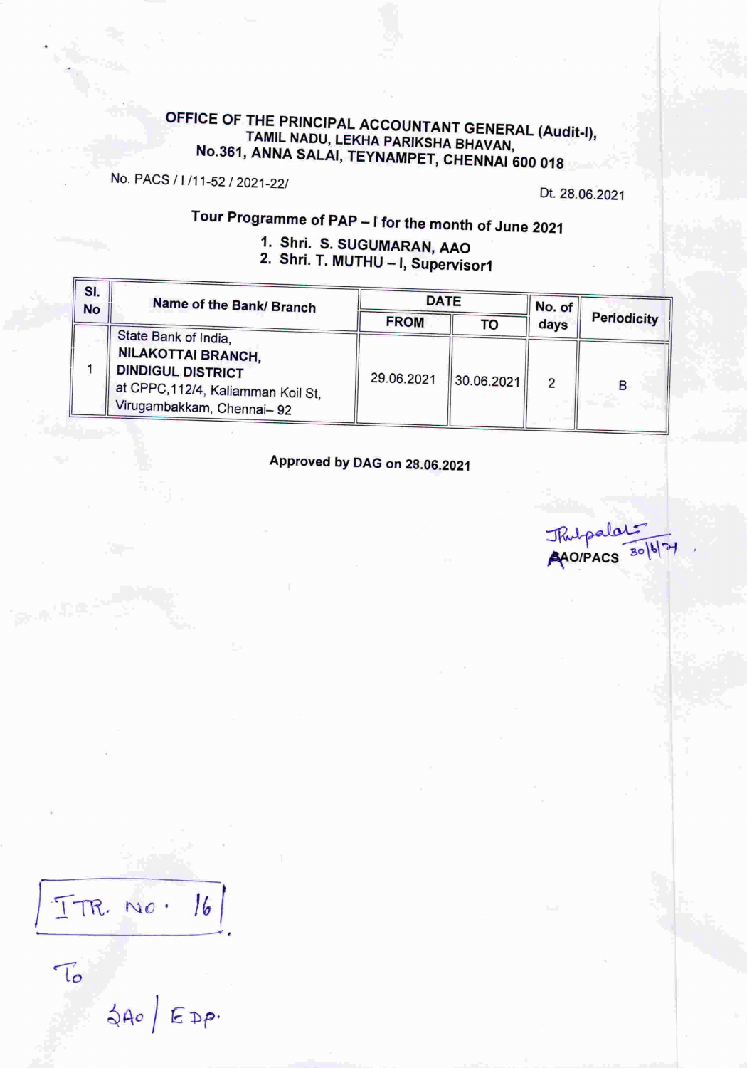**OFFICE OF THE PRINCIPAL ACCOUNTANT GENERAL (Audit-I), TAMIL NADU, LEKHA PARIKSHA BHAVAN, No.361, ANNA SALAI, TEYNAMPET, CHENNAI 600 018**

No. PACS / I /11-52 / 2021-22/

Dt. 28.06.2021

**Tour Programme of PAP – I for the month of June 2021**

1. **Shri. S. SUGUMARAN, AAO**
2. **Shri. T. MUTHU – I, Supervisor1**

| Sl. No | Name of the Bank/ Branch | DATE | | No. of days | Periodicity |
|---|---|---|---|---|---|
| | | FROM | TO | | |
| 1 | State Bank of India, **NILAKOTTAI BRANCH, DINDIGUL DISTRICT** at CPPC,112/4, Kaliamman Koil St, Virugambakkam, Chennai– 92 | 29.06.2021 | 30.06.2021 | 2 | B |

**Approved by DAG on 28.06.2021**

Jhalpalat 30/6/21
AAO/PACS

ITR. No. 16

To

SAO / EDP.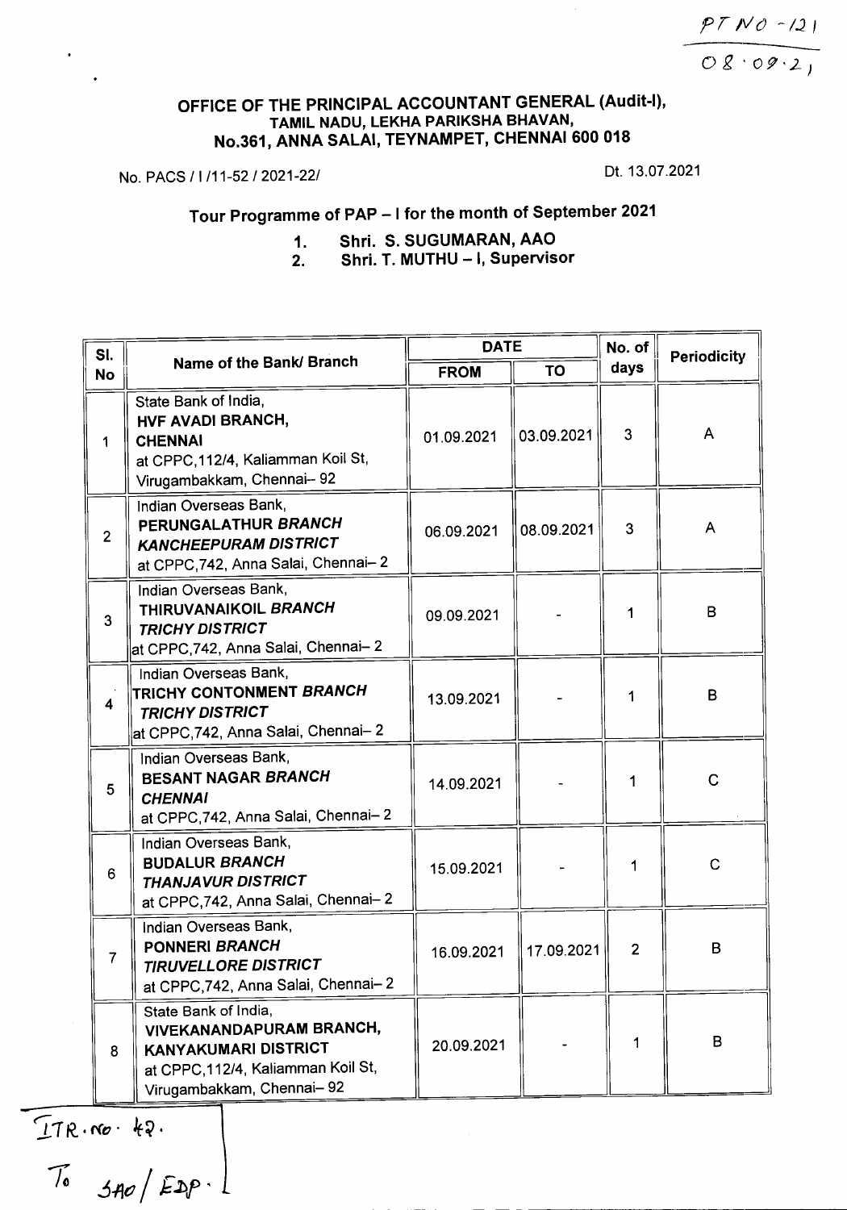PT NO - 121

08·09·21

### OFFICE OF THE PRINCIPAL ACCOUNTANT GENERAL (Audit-I), TAMIL NADU, LEKHA PARIKSHA BHAVAN, No.361, ANNA SALAI, TEYNAMPET, CHENNAI 600 018

No. PACS / I /11-52 / 2021-22/ Dt. 13.07.2021

## Tour Programme of PAP – I for the month of September 2021

1. **Shri. S. SUGUMARAN, AAO**
2. **Shri. T. MUTHU – I, Supervisor**

| Sl. No | Name of the Bank/ Branch | DATE | | No. of days | Periodicity |
|---|---|---|---|---|---|
| | | FROM | TO | | |
| 1 | State Bank of India, **HVF AVADI BRANCH, CHENNAI** at CPPC,112/4, Kaliamman Koil St, Virugambakkam, Chennai– 92 | 01.09.2021 | 03.09.2021 | 3 | A |
| 2 | Indian Overseas Bank, **PERUNGALATHUR *BRANCH*** ***KANCHEEPURAM DISTRICT*** at CPPC,742, Anna Salai, Chennai– 2 | 06.09.2021 | 08.09.2021 | 3 | A |
| 3 | Indian Overseas Bank, **THIRUVANAIKOIL *BRANCH*** ***TRICHY DISTRICT*** at CPPC,742, Anna Salai, Chennai– 2 | 09.09.2021 | - | 1 | B |
| 4 | Indian Overseas Bank, **TRICHY CONTONMENT *BRANCH*** ***TRICHY DISTRICT*** at CPPC,742, Anna Salai, Chennai– 2 | 13.09.2021 | - | 1 | B |
| 5 | Indian Overseas Bank, **BESANT NAGAR *BRANCH*** ***CHENNAI*** at CPPC,742, Anna Salai, Chennai– 2 | 14.09.2021 | - | 1 | C |
| 6 | Indian Overseas Bank, **BUDALUR *BRANCH*** ***THANJAVUR DISTRICT*** at CPPC,742, Anna Salai, Chennai– 2 | 15.09.2021 | - | 1 | C |
| 7 | Indian Overseas Bank, **PONNERI *BRANCH*** ***TIRUVELLORE DISTRICT*** at CPPC,742, Anna Salai, Chennai– 2 | 16.09.2021 | 17.09.2021 | 2 | B |
| 8 | State Bank of India, **VIVEKANANDAPURAM BRANCH, KANYAKUMARI DISTRICT** at CPPC,112/4, Kaliamman Koil St, Virugambakkam, Chennai– 92 | 20.09.2021 | - | 1 | B |

ITR. No. 42.

To SAO / EDP.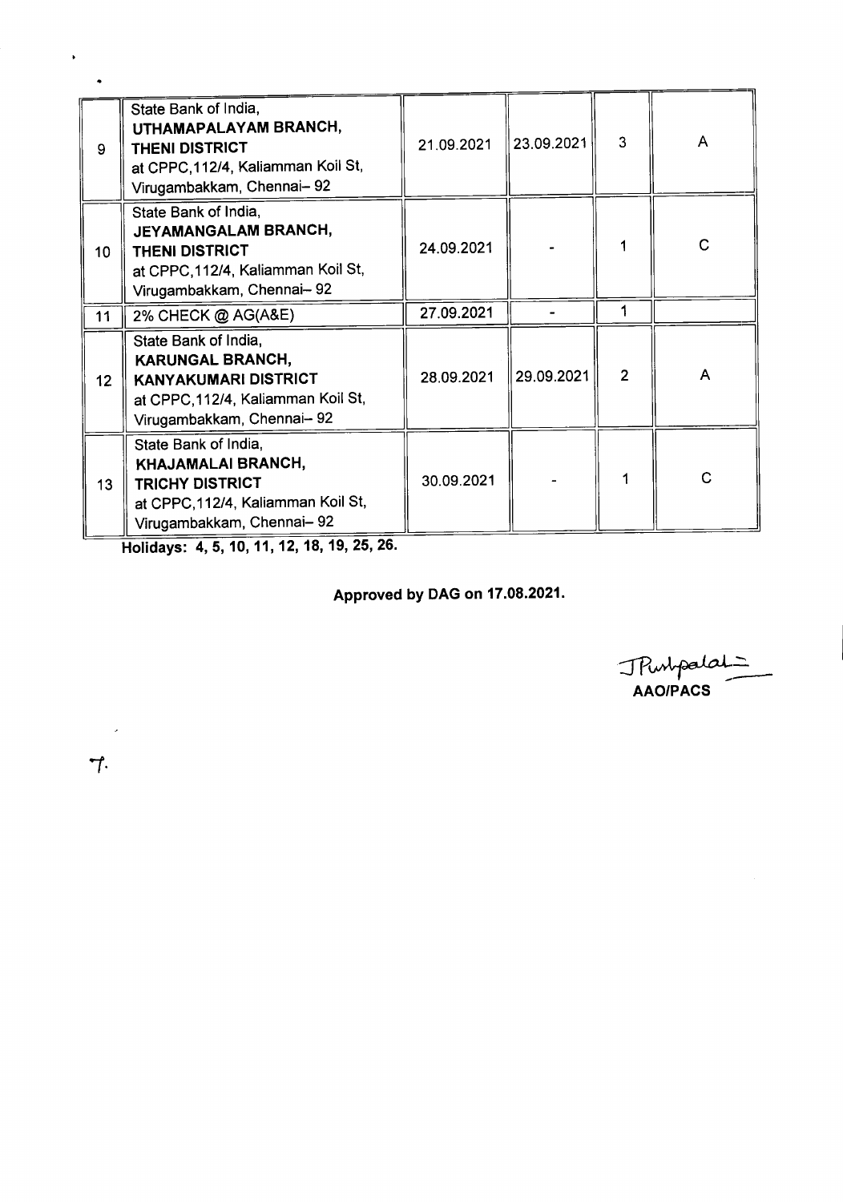| | | | | | |
|---|---|---|---|---|---|
| 9 | State Bank of India, **UTHAMAPALAYAM BRANCH, THENI DISTRICT** at CPPC,112/4, Kaliamman Koil St, Virugambakkam, Chennai– 92 | 21.09.2021 | 23.09.2021 | 3 | A |
| 10 | State Bank of India, **JEYAMANGALAM BRANCH, THENI DISTRICT** at CPPC,112/4, Kaliamman Koil St, Virugambakkam, Chennai– 92 | 24.09.2021 | - | 1 | C |
| 11 | 2% CHECK @ AG(A&E) | 27.09.2021 | - | 1 | |
| 12 | State Bank of India, **KARUNGAL BRANCH, KANYAKUMARI DISTRICT** at CPPC,112/4, Kaliamman Koil St, Virugambakkam, Chennai– 92 | 28.09.2021 | 29.09.2021 | 2 | A |
| 13 | State Bank of India, **KHAJAMALAI BRANCH, TRICHY DISTRICT** at CPPC,112/4, Kaliamman Koil St, Virugambakkam, Chennai– 92 | 30.09.2021 | - | 1 | C |

**Holidays: 4, 5, 10, 11, 12, 18, 19, 25, 26.**

**Approved by DAG on 17.08.2021.**

JPushpalal

**AAO/PACS**